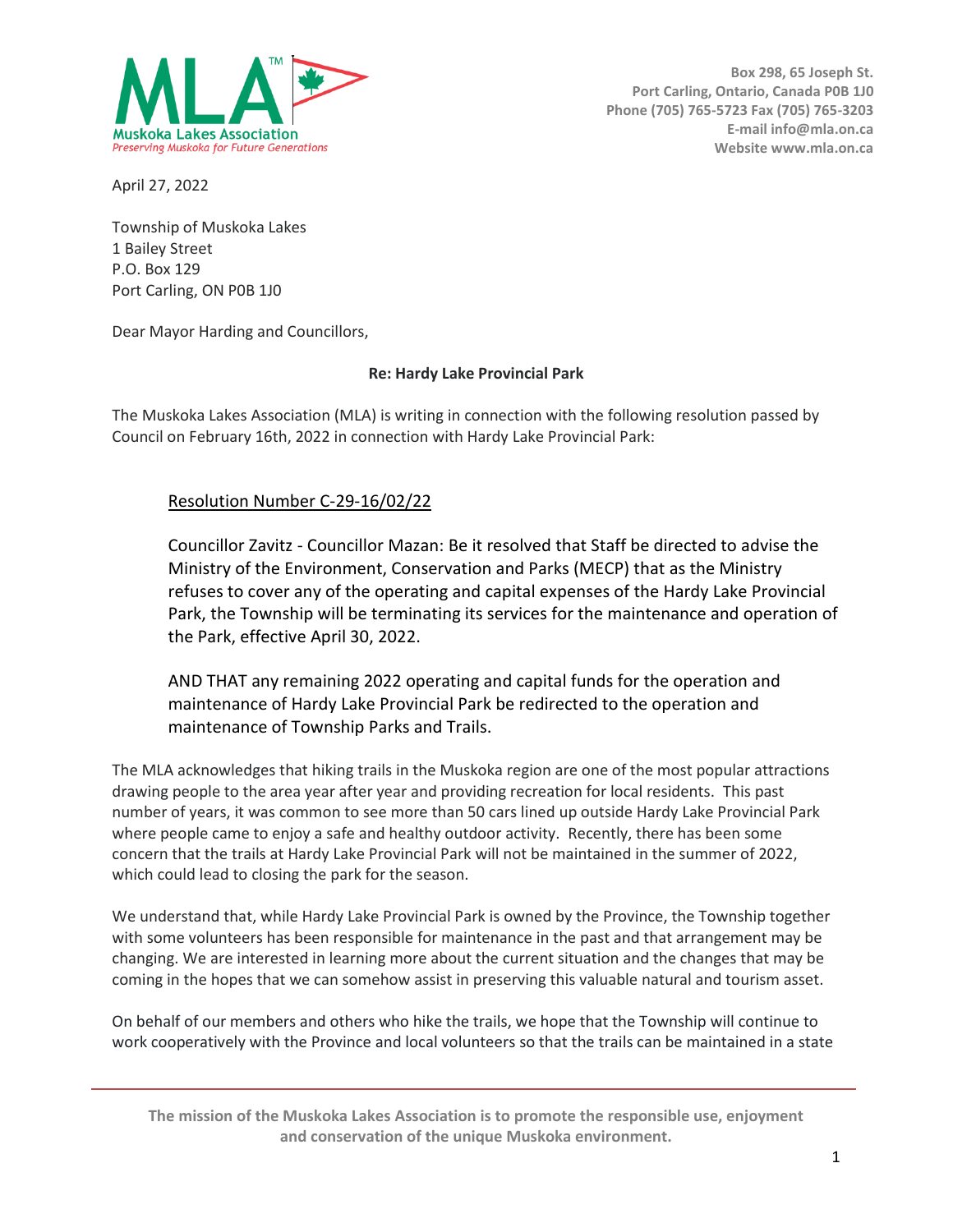Muskoka Lakes Association
*Preserving Muskoka for Future Generations*

Box 298, 65 Joseph St.
Port Carling, Ontario, Canada P0B 1J0
Phone (705) 765-5723 Fax (705) 765-3203
E-mail info@mla.on.ca
Website www.mla.on.ca

April 27, 2022

Township of Muskoka Lakes
1 Bailey Street
P.O. Box 129
Port Carling, ON P0B 1J0

Dear Mayor Harding and Councillors,

**Re: Hardy Lake Provincial Park**

The Muskoka Lakes Association (MLA) is writing in connection with the following resolution passed by Council on February 16th, 2022 in connection with Hardy Lake Provincial Park:

> Resolution Number C-29-16/02/22
>
> Councillor Zavitz - Councillor Mazan: Be it resolved that Staff be directed to advise the Ministry of the Environment, Conservation and Parks (MECP) that as the Ministry refuses to cover any of the operating and capital expenses of the Hardy Lake Provincial Park, the Township will be terminating its services for the maintenance and operation of the Park, effective April 30, 2022.
>
> AND THAT any remaining 2022 operating and capital funds for the operation and maintenance of Hardy Lake Provincial Park be redirected to the operation and maintenance of Township Parks and Trails.

The MLA acknowledges that hiking trails in the Muskoka region are one of the most popular attractions drawing people to the area year after year and providing recreation for local residents. This past number of years, it was common to see more than 50 cars lined up outside Hardy Lake Provincial Park where people came to enjoy a safe and healthy outdoor activity. Recently, there has been some concern that the trails at Hardy Lake Provincial Park will not be maintained in the summer of 2022, which could lead to closing the park for the season.

We understand that, while Hardy Lake Provincial Park is owned by the Province, the Township together with some volunteers has been responsible for maintenance in the past and that arrangement may be changing. We are interested in learning more about the current situation and the changes that may be coming in the hopes that we can somehow assist in preserving this valuable natural and tourism asset.

On behalf of our members and others who hike the trails, we hope that the Township will continue to work cooperatively with the Province and local volunteers so that the trails can be maintained in a state

**The mission of the Muskoka Lakes Association is to promote the responsible use, enjoyment and conservation of the unique Muskoka environment.**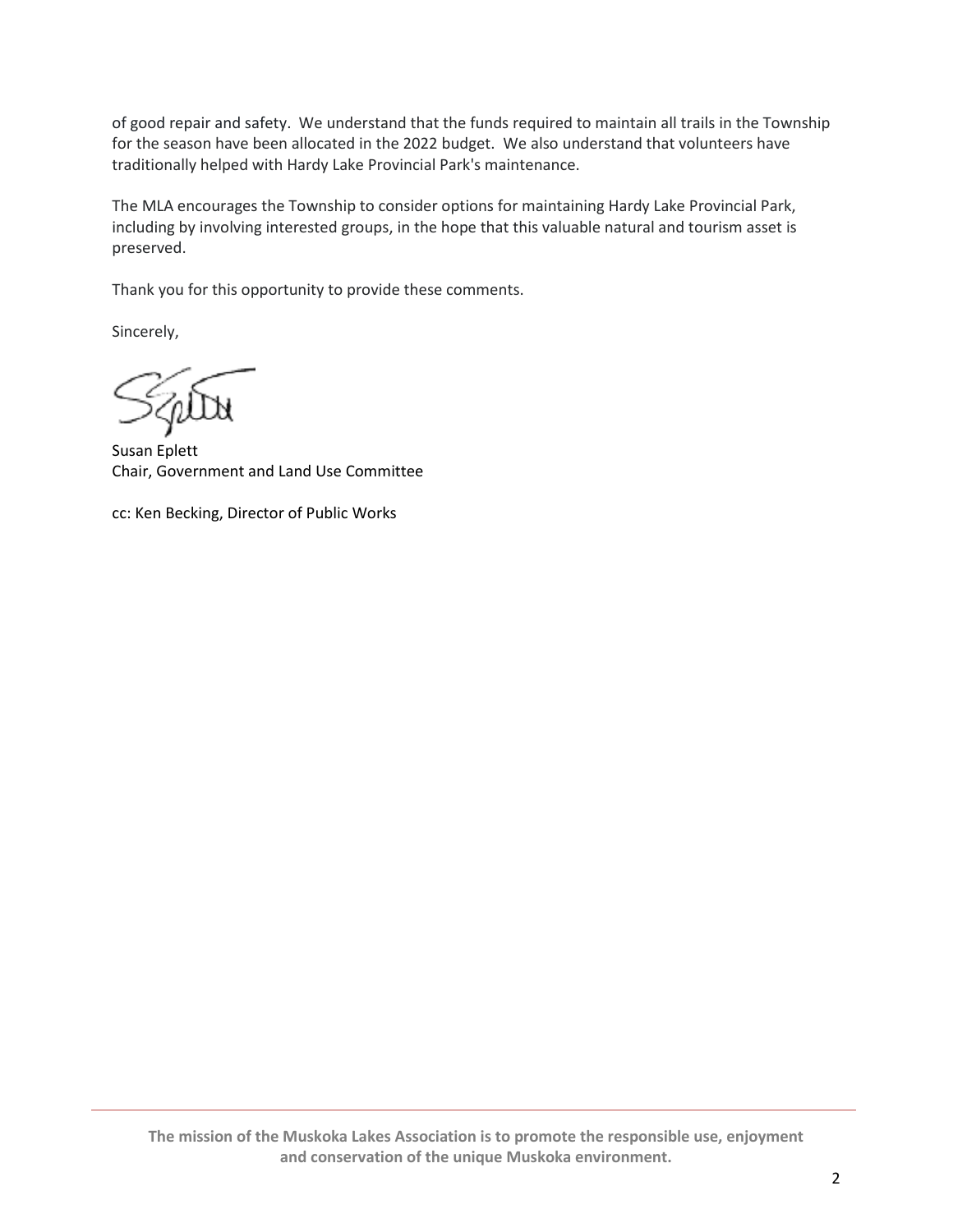of good repair and safety. We understand that the funds required to maintain all trails in the Township for the season have been allocated in the 2022 budget. We also understand that volunteers have traditionally helped with Hardy Lake Provincial Park's maintenance.

The MLA encourages the Township to consider options for maintaining Hardy Lake Provincial Park, including by involving interested groups, in the hope that this valuable natural and tourism asset is preserved.

Thank you for this opportunity to provide these comments.

Sincerely,

Susan Eplett
Chair, Government and Land Use Committee

cc: Ken Becking, Director of Public Works

**The mission of the Muskoka Lakes Association is to promote the responsible use, enjoyment and conservation of the unique Muskoka environment.**